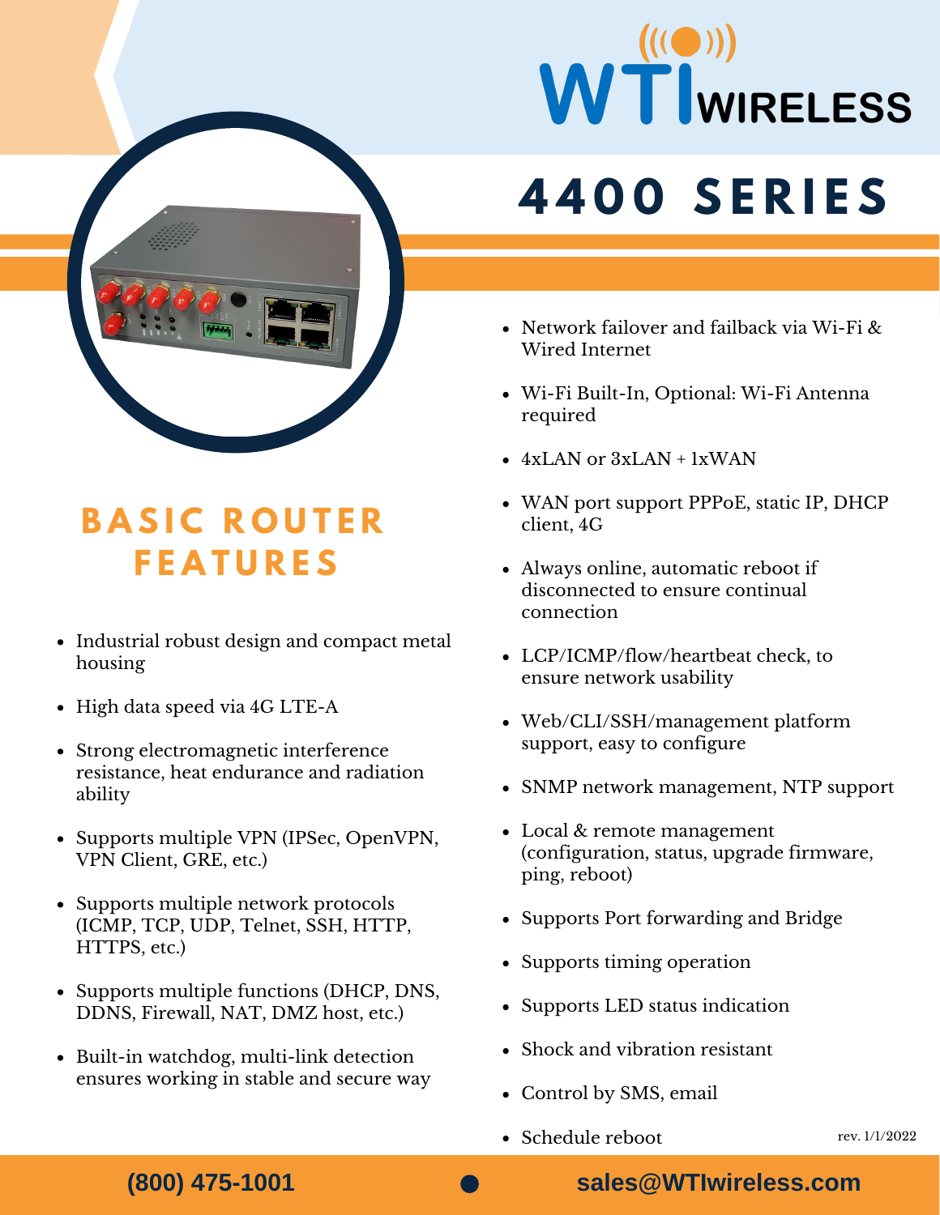# WTI WIRELESS

# 4400 SERIES

## BASIC ROUTER FEATURES

- Industrial robust design and compact metal housing
- High data speed via 4G LTE-A
- Strong electromagnetic interference resistance, heat endurance and radiation ability
- Supports multiple VPN (IPSec, OpenVPN, VPN Client, GRE, etc.)
- Supports multiple network protocols (ICMP, TCP, UDP, Telnet, SSH, HTTP, HTTPS, etc.)
- Supports multiple functions (DHCP, DNS, DDNS, Firewall, NAT, DMZ host, etc.)
- Built-in watchdog, multi-link detection ensures working in stable and secure way
- Network failover and failback via Wi-Fi & Wired Internet
- Wi-Fi Built-In, Optional: Wi-Fi Antenna required
- 4xLAN or 3xLAN + 1xWAN
- WAN port support PPPoE, static IP, DHCP client, 4G
- Always online, automatic reboot if disconnected to ensure continual connection
- LCP/ICMP/flow/heartbeat check, to ensure network usability
- Web/CLI/SSH/management platform support, easy to configure
- SNMP network management, NTP support
- Local & remote management (configuration, status, upgrade firmware, ping, reboot)
- Supports Port forwarding and Bridge
- Supports timing operation
- Supports LED status indication
- Shock and vibration resistant
- Control by SMS, email
- Schedule reboot

rev. 1/1/2022

**(800) 475-1001** • **sales@WTIwireless.com**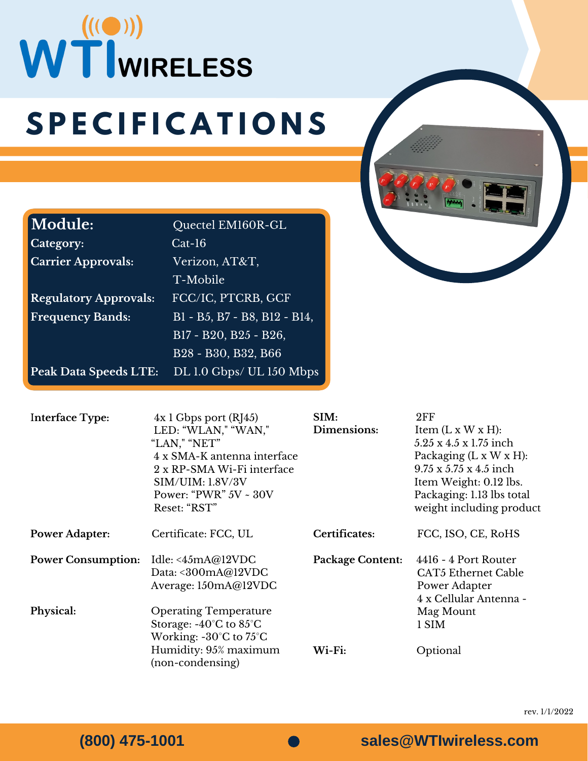# WTI WIRELESS

# SPECIFICATIONS

| | |
|---|---|
| **Module:** | Quectel EM160R-GL |
| **Category:** | Cat-16 |
| **Carrier Approvals:** | Verizon, AT&T, T-Mobile |
| **Regulatory Approvals:** | FCC/IC, PTCRB, GCF |
| **Frequency Bands:** | B1 - B5, B7 - B8, B12 - B14, B17 - B20, B25 - B26, B28 - B30, B32, B66 |
| **Peak Data Speeds LTE:** | DL 1.0 Gbps/ UL 150 Mbps |

**Interface Type:**
4x 1 Gbps port (RJ45)
LED: "WLAN," "WAN," "LAN," "NET"
4 x SMA-K antenna interface
2 x RP-SMA Wi-Fi interface
SIM/UIM: 1.8V/3V
Power: "PWR" 5V ~ 30V
Reset: "RST"

**Power Adapter:** Certificate: FCC, UL

**Power Consumption:**
Idle: <45mA@12VDC
Data: <300mA@12VDC
Average: 150mA@12VDC

**Physical:**
Operating Temperature
Storage: -40°C to 85°C
Working: -30°C to 75°C
Humidity: 95% maximum (non-condensing)

**SIM:** 2FF

**Dimensions:**
Item (L x W x H): 5.25 x 4.5 x 1.75 inch
Packaging (L x W x H): 9.75 x 5.75 x 4.5 inch
Item Weight: 0.12 lbs.
Packaging: 1.13 lbs total weight including product

**Certificates:** FCC, ISO, CE, RoHS

**Package Content:**
4416 - 4 Port Router
CAT5 Ethernet Cable
Power Adapter
4 x Cellular Antenna - Mag Mount
1 SIM

**Wi-Fi:** Optional

rev. 1/1/2022

(800) 475-1001 • sales@WTIwireless.com